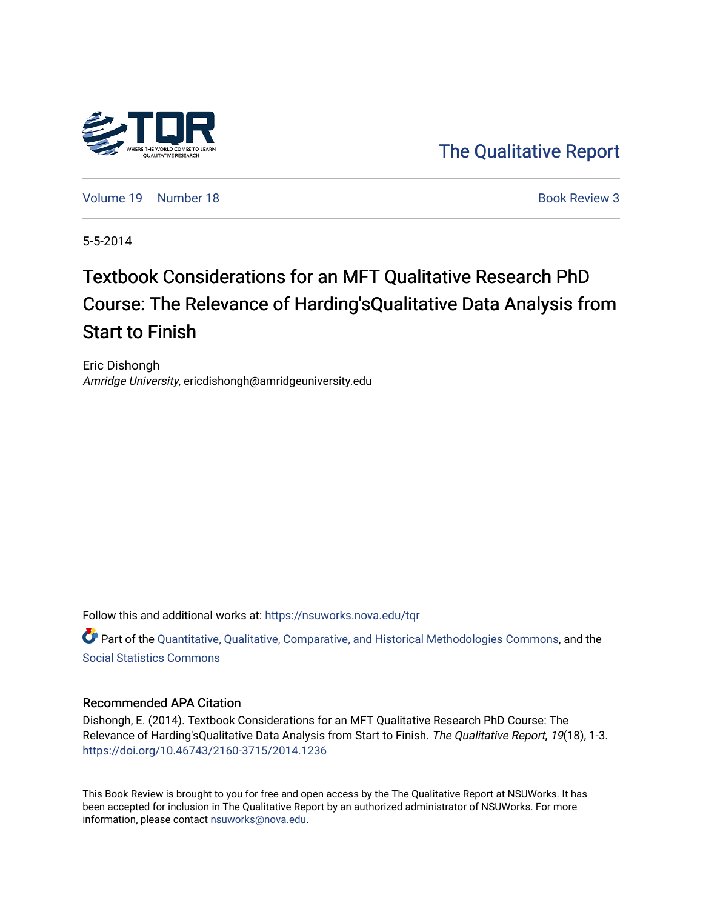The Qualitative Report

Volume 19 | Number 18

Book Review 3

5-5-2014

# Textbook Considerations for an MFT Qualitative Research PhD Course: The Relevance of Harding'sQualitative Data Analysis from Start to Finish

Eric Dishongh
*Amridge University*, ericdishongh@amridgeuniversity.edu

Follow this and additional works at: https://nsuworks.nova.edu/tqr

Part of the Quantitative, Qualitative, Comparative, and Historical Methodologies Commons, and the Social Statistics Commons

## Recommended APA Citation

Dishongh, E. (2014). Textbook Considerations for an MFT Qualitative Research PhD Course: The Relevance of Harding'sQualitative Data Analysis from Start to Finish. *The Qualitative Report*, *19*(18), 1-3. https://doi.org/10.46743/2160-3715/2014.1236

This Book Review is brought to you for free and open access by the The Qualitative Report at NSUWorks. It has been accepted for inclusion in The Qualitative Report by an authorized administrator of NSUWorks. For more information, please contact nsuworks@nova.edu.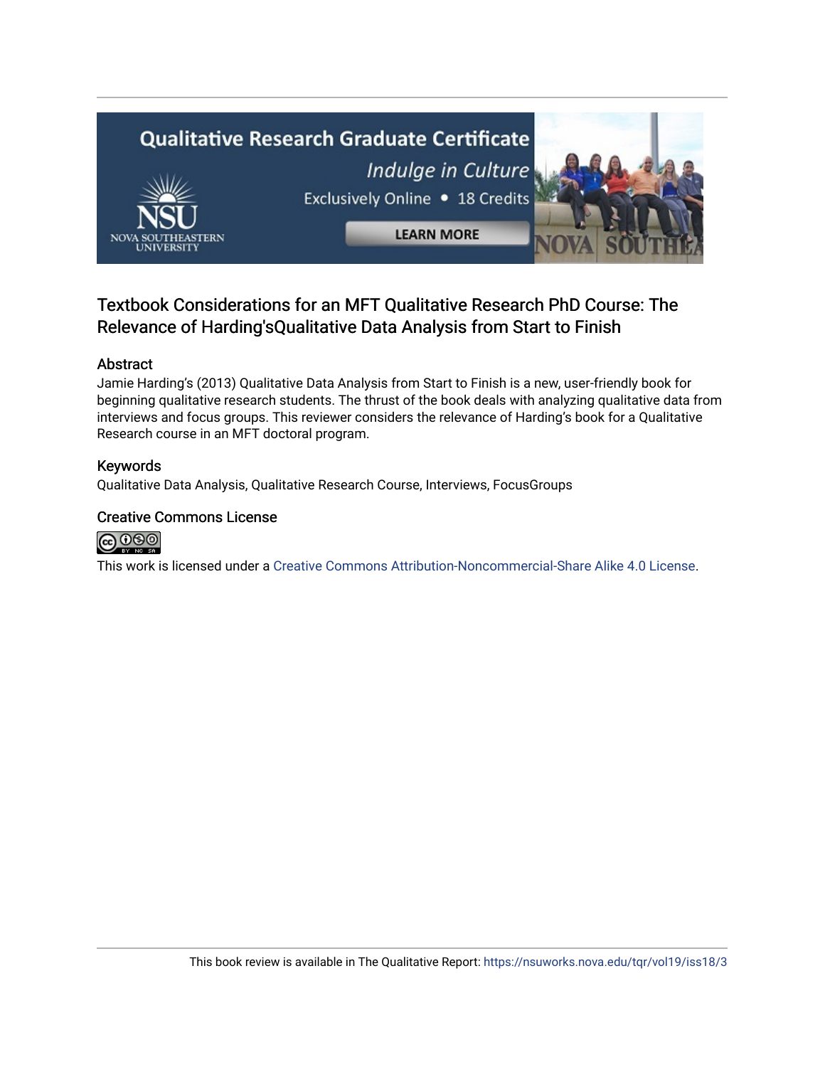# Textbook Considerations for an MFT Qualitative Research PhD Course: The Relevance of Harding'sQualitative Data Analysis from Start to Finish

## Abstract

Jamie Harding's (2013) Qualitative Data Analysis from Start to Finish is a new, user-friendly book for beginning qualitative research students. The thrust of the book deals with analyzing qualitative data from interviews and focus groups. This reviewer considers the relevance of Harding's book for a Qualitative Research course in an MFT doctoral program.

## Keywords

Qualitative Data Analysis, Qualitative Research Course, Interviews, FocusGroups

## Creative Commons License

This work is licensed under a Creative Commons Attribution-Noncommercial-Share Alike 4.0 License.

This book review is available in The Qualitative Report: https://nsuworks.nova.edu/tqr/vol19/iss18/3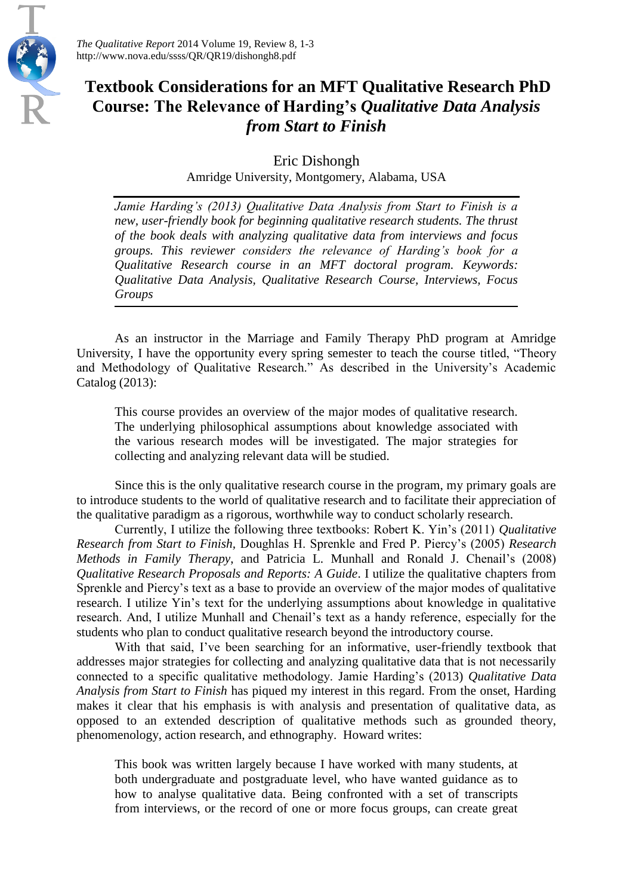# Textbook Considerations for an MFT Qualitative Research PhD Course: The Relevance of Harding's *Qualitative Data Analysis from Start to Finish*

Eric Dishongh

Amridge University, Montgomery, Alabama, USA

*Jamie Harding's (2013) Qualitative Data Analysis from Start to Finish is a new, user-friendly book for beginning qualitative research students. The thrust of the book deals with analyzing qualitative data from interviews and focus groups. This reviewer considers the relevance of Harding's book for a Qualitative Research course in an MFT doctoral program. Keywords: Qualitative Data Analysis, Qualitative Research Course, Interviews, Focus Groups*

As an instructor in the Marriage and Family Therapy PhD program at Amridge University, I have the opportunity every spring semester to teach the course titled, "Theory and Methodology of Qualitative Research." As described in the University's Academic Catalog (2013):

> This course provides an overview of the major modes of qualitative research. The underlying philosophical assumptions about knowledge associated with the various research modes will be investigated. The major strategies for collecting and analyzing relevant data will be studied.

Since this is the only qualitative research course in the program, my primary goals are to introduce students to the world of qualitative research and to facilitate their appreciation of the qualitative paradigm as a rigorous, worthwhile way to conduct scholarly research.

Currently, I utilize the following three textbooks: Robert K. Yin's (2011) *Qualitative Research from Start to Finish*, Doughlas H. Sprenkle and Fred P. Piercy's (2005) *Research Methods in Family Therapy*, and Patricia L. Munhall and Ronald J. Chenail's (2008) *Qualitative Research Proposals and Reports: A Guide*. I utilize the qualitative chapters from Sprenkle and Piercy's text as a base to provide an overview of the major modes of qualitative research. I utilize Yin's text for the underlying assumptions about knowledge in qualitative research. And, I utilize Munhall and Chenail's text as a handy reference, especially for the students who plan to conduct qualitative research beyond the introductory course.

With that said, I've been searching for an informative, user-friendly textbook that addresses major strategies for collecting and analyzing qualitative data that is not necessarily connected to a specific qualitative methodology. Jamie Harding's (2013) *Qualitative Data Analysis from Start to Finish* has piqued my interest in this regard. From the onset, Harding makes it clear that his emphasis is with analysis and presentation of qualitative data, as opposed to an extended description of qualitative methods such as grounded theory, phenomenology, action research, and ethnography. Howard writes:

> This book was written largely because I have worked with many students, at both undergraduate and postgraduate level, who have wanted guidance as to how to analyse qualitative data. Being confronted with a set of transcripts from interviews, or the record of one or more focus groups, can create great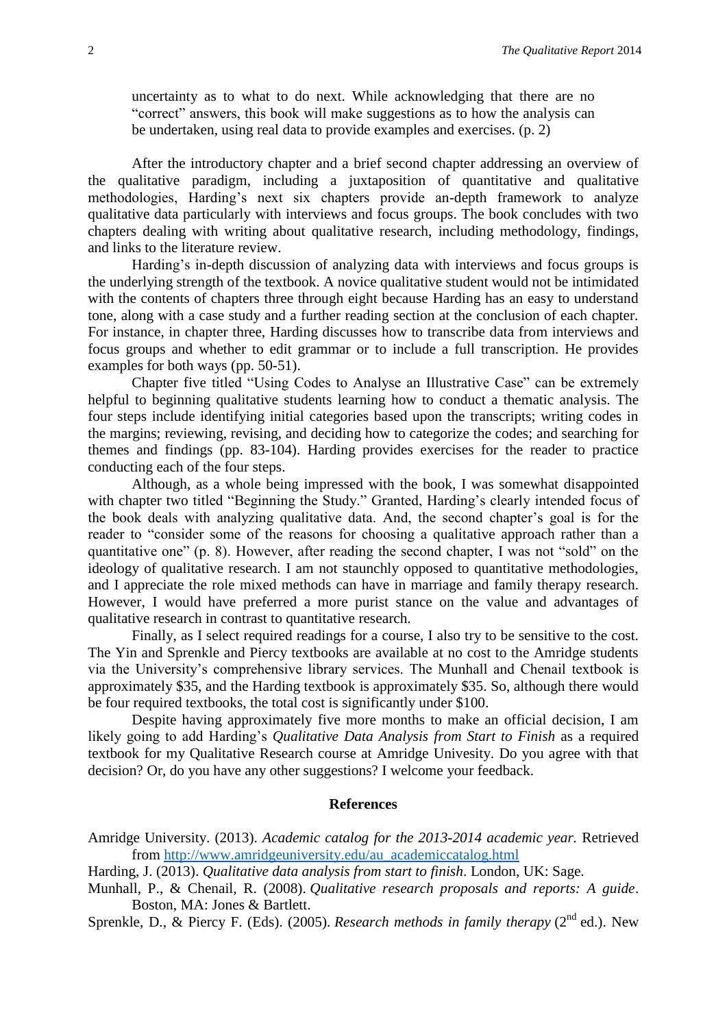> uncertainty as to what to do next. While acknowledging that there are no "correct" answers, this book will make suggestions as to how the analysis can be undertaken, using real data to provide examples and exercises. (p. 2)

After the introductory chapter and a brief second chapter addressing an overview of the qualitative paradigm, including a juxtaposition of quantitative and qualitative methodologies, Harding's next six chapters provide an-depth framework to analyze qualitative data particularly with interviews and focus groups. The book concludes with two chapters dealing with writing about qualitative research, including methodology, findings, and links to the literature review.

Harding's in-depth discussion of analyzing data with interviews and focus groups is the underlying strength of the textbook. A novice qualitative student would not be intimidated with the contents of chapters three through eight because Harding has an easy to understand tone, along with a case study and a further reading section at the conclusion of each chapter. For instance, in chapter three, Harding discusses how to transcribe data from interviews and focus groups and whether to edit grammar or to include a full transcription. He provides examples for both ways (pp. 50-51).

Chapter five titled "Using Codes to Analyse an Illustrative Case" can be extremely helpful to beginning qualitative students learning how to conduct a thematic analysis. The four steps include identifying initial categories based upon the transcripts; writing codes in the margins; reviewing, revising, and deciding how to categorize the codes; and searching for themes and findings (pp. 83-104). Harding provides exercises for the reader to practice conducting each of the four steps.

Although, as a whole being impressed with the book, I was somewhat disappointed with chapter two titled "Beginning the Study." Granted, Harding's clearly intended focus of the book deals with analyzing qualitative data. And, the second chapter's goal is for the reader to "consider some of the reasons for choosing a qualitative approach rather than a quantitative one" (p. 8). However, after reading the second chapter, I was not "sold" on the ideology of qualitative research. I am not staunchly opposed to quantitative methodologies, and I appreciate the role mixed methods can have in marriage and family therapy research. However, I would have preferred a more purist stance on the value and advantages of qualitative research in contrast to quantitative research.

Finally, as I select required readings for a course, I also try to be sensitive to the cost. The Yin and Sprenkle and Piercy textbooks are available at no cost to the Amridge students via the University's comprehensive library services. The Munhall and Chenail textbook is approximately $35, and the Harding textbook is approximately $35. So, although there would be four required textbooks, the total cost is significantly under $100.

Despite having approximately five more months to make an official decision, I am likely going to add Harding's *Qualitative Data Analysis from Start to Finish* as a required textbook for my Qualitative Research course at Amridge Univesity. Do you agree with that decision? Or, do you have any other suggestions? I welcome your feedback.

## References

Amridge University. (2013). *Academic catalog for the 2013-2014 academic year.* Retrieved from [http://www.amridgeuniversity.edu/au_academiccatalog.html](http://www.amridgeuniversity.edu/au_academiccatalog.html)

Harding, J. (2013). *Qualitative data analysis from start to finish*. London, UK: Sage.

Munhall, P., & Chenail, R. (2008). *Qualitative research proposals and reports: A guide*. Boston, MA: Jones & Bartlett.

Sprenkle, D., & Piercy F. (Eds). (2005). *Research methods in family therapy* (2nd ed.). New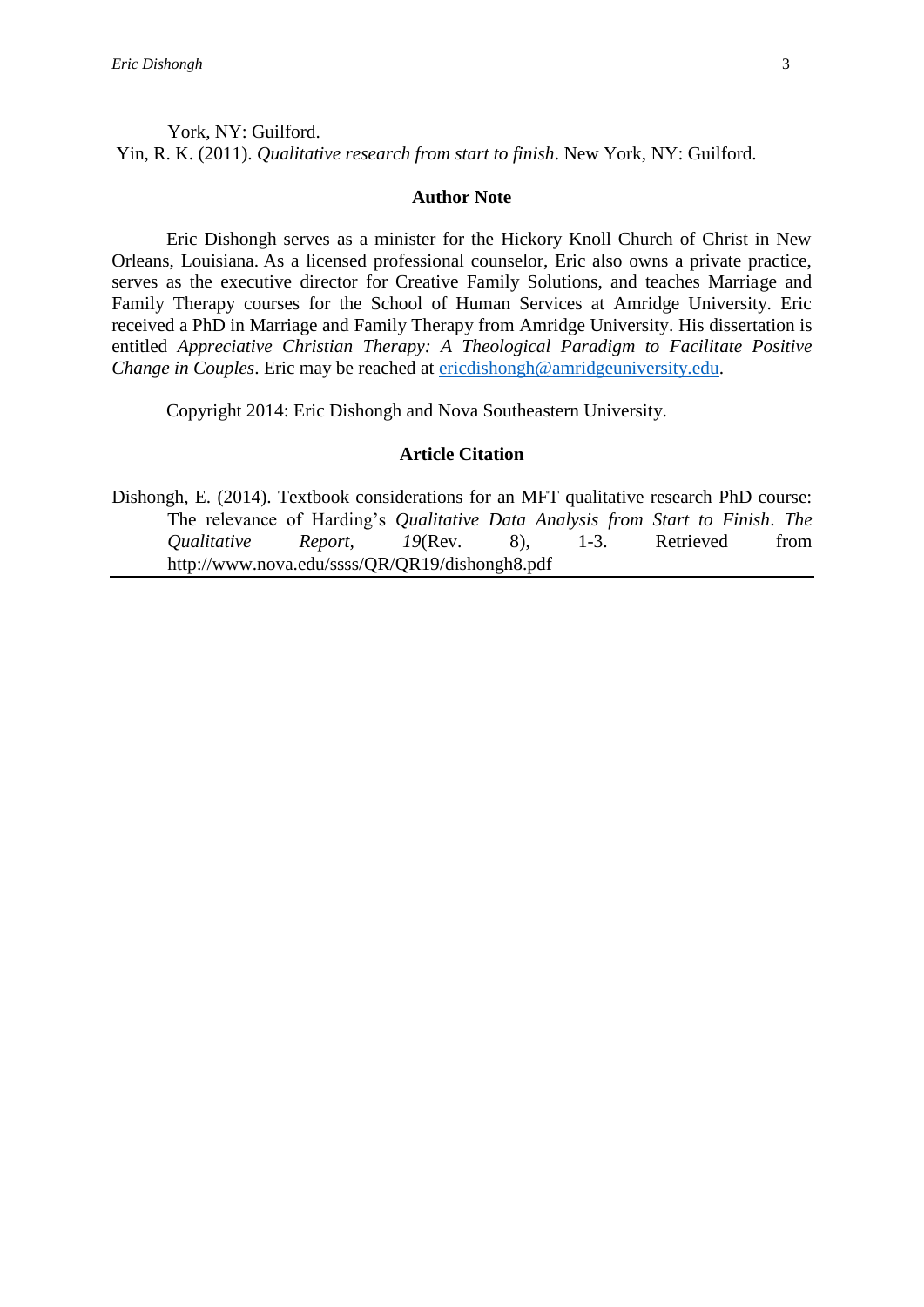York, NY: Guilford.

Yin, R. K. (2011). *Qualitative research from start to finish*. New York, NY: Guilford.

## Author Note

Eric Dishongh serves as a minister for the Hickory Knoll Church of Christ in New Orleans, Louisiana. As a licensed professional counselor, Eric also owns a private practice, serves as the executive director for Creative Family Solutions, and teaches Marriage and Family Therapy courses for the School of Human Services at Amridge University. Eric received a PhD in Marriage and Family Therapy from Amridge University. His dissertation is entitled *Appreciative Christian Therapy: A Theological Paradigm to Facilitate Positive Change in Couples*. Eric may be reached at ericdishongh@amridgeuniversity.edu.

Copyright 2014: Eric Dishongh and Nova Southeastern University.

## Article Citation

Dishongh, E. (2014). Textbook considerations for an MFT qualitative research PhD course: The relevance of Harding's *Qualitative Data Analysis from Start to Finish*. *The Qualitative Report, 19*(Rev. 8), 1-3. Retrieved from http://www.nova.edu/ssss/QR/QR19/dishongh8.pdf